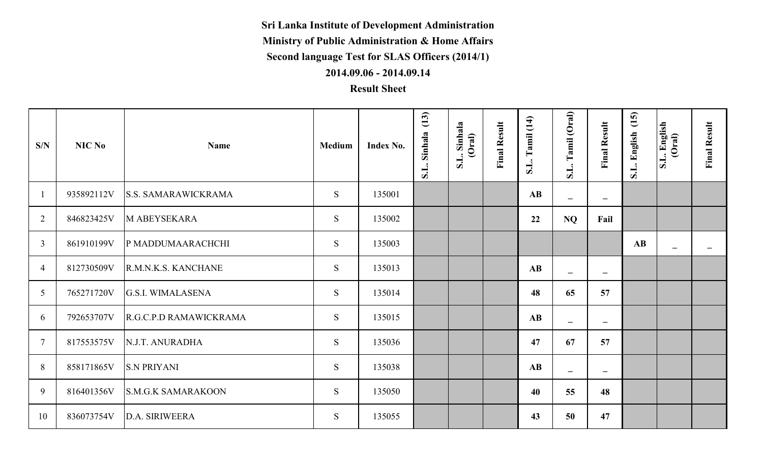**Sri Lanka Institute of Development Administration**

**Ministry of Public Administration & Home Affairs**

**Second language Test for SLAS Officers (2014/1)**

**2014.09.06 - 2014.09.14**

**Result Sheet**

| S/N | NIC No | Name | Medium | Index No. | S.L. Sinhala (13) | S.L. Sinhala (Oral) | Final Result | S.L. Tamil (14) | S.L. Tamil (Oral) | Final Result | S.L. English (15) | S.L. English (Oral) | Final Result |
|---|---|---|---|---|---|---|---|---|---|---|---|---|---|
| 1 | 935892112V | S.S. SAMARAWICKRAMA | S | 135001 | | | | AB | _ | _ | | | |
| 2 | 846823425V | M ABEYSEKARA | S | 135002 | | | | 22 | NQ | Fail | | | |
| 3 | 861910199V | P MADDUMAARACHCHI | S | 135003 | | | | | | | AB | _ | _ |
| 4 | 812730509V | R.M.N.K.S. KANCHANE | S | 135013 | | | | AB | _ | _ | | | |
| 5 | 765271720V | G.S.I. WIMALASENA | S | 135014 | | | | 48 | 65 | 57 | | | |
| 6 | 792653707V | R.G.C.P.D RAMAWICKRAMA | S | 135015 | | | | AB | _ | _ | | | |
| 7 | 817553575V | N.J.T. ANURADHA | S | 135036 | | | | 47 | 67 | 57 | | | |
| 8 | 858171865V | S.N PRIYANI | S | 135038 | | | | AB | _ | _ | | | |
| 9 | 816401356V | S.M.G.K SAMARAKOON | S | 135050 | | | | 40 | 55 | 48 | | | |
| 10 | 836073754V | D.A. SIRIWEERA | S | 135055 | | | | 43 | 50 | 47 | | | |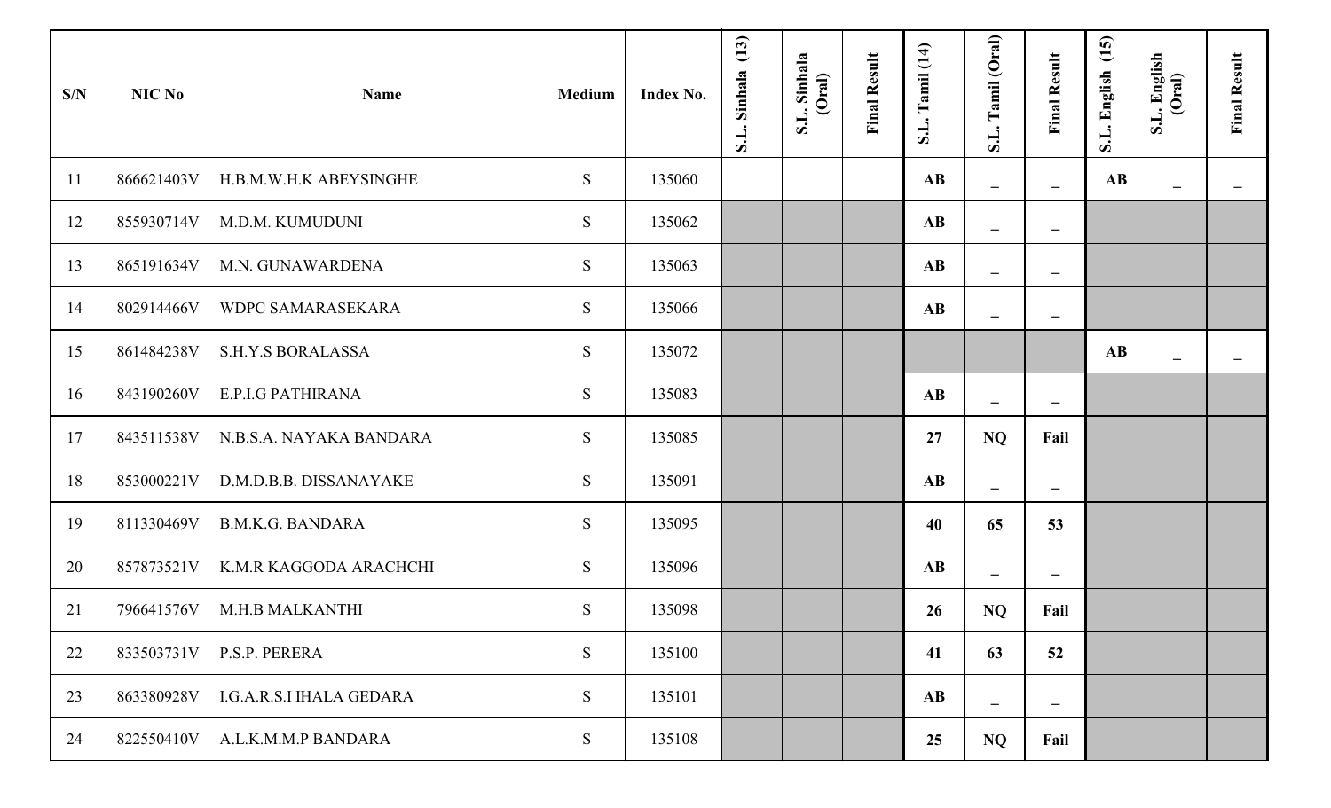| S/N | NIC No | Name | Medium | Index No. | S.L. Sinhala (13) | S.L. Sinhala (Oral) | Final Result | S.L. Tamil (14) | S.L. Tamil (Oral) | Final Result | S.L. English (15) | S.L. English (Oral) | Final Result |
|---|---|---|---|---|---|---|---|---|---|---|---|---|---|
| 11 | 866621403V | H.B.M.W.H.K ABEYSINGHE | S | 135060 | | | | **AB** | _ | _ | **AB** | _ | _ |
| 12 | 855930714V | M.D.M. KUMUDUNI | S | 135062 | | | | **AB** | _ | _ | | | |
| 13 | 865191634V | M.N. GUNAWARDENA | S | 135063 | | | | **AB** | _ | _ | | | |
| 14 | 802914466V | WDPC SAMARASEKARA | S | 135066 | | | | **AB** | _ | _ | | | |
| 15 | 861484238V | S.H.Y.S BORALASSA | S | 135072 | | | | | | | **AB** | _ | _ |
| 16 | 843190260V | E.P.I.G PATHIRANA | S | 135083 | | | | **AB** | _ | _ | | | |
| 17 | 843511538V | N.B.S.A. NAYAKA BANDARA | S | 135085 | | | | **27** | **NQ** | **Fail** | | | |
| 18 | 853000221V | D.M.D.B.B. DISSANAYAKE | S | 135091 | | | | **AB** | _ | _ | | | |
| 19 | 811330469V | B.M.K.G. BANDARA | S | 135095 | | | | **40** | **65** | **53** | | | |
| 20 | 857873521V | K.M.R KAGGODA ARACHCHI | S | 135096 | | | | **AB** | _ | _ | | | |
| 21 | 796641576V | M.H.B MALKANTHI | S | 135098 | | | | **26** | **NQ** | **Fail** | | | |
| 22 | 833503731V | P.S.P. PERERA | S | 135100 | | | | **41** | **63** | **52** | | | |
| 23 | 863380928V | I.G.A.R.S.I IHALA GEDARA | S | 135101 | | | | **AB** | _ | _ | | | |
| 24 | 822550410V | A.L.K.M.M.P BANDARA | S | 135108 | | | | **25** | **NQ** | **Fail** | | | |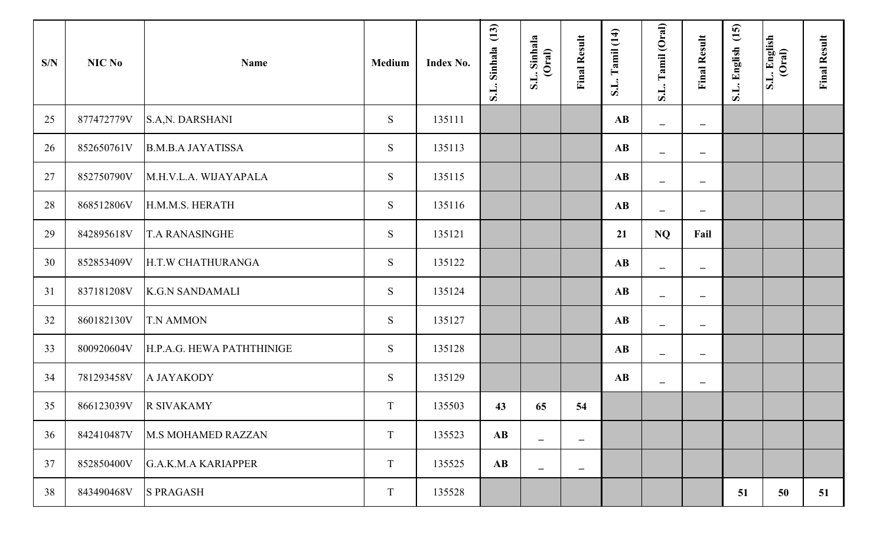| S/N | NIC No | Name | Medium | Index No. | S.L. Sinhala (13) | S.L. Sinhala (Oral) | Final Result | S.L. Tamil (14) | S.L. Tamil (Oral) | Final Result | S.L. English (15) | S.L. English (Oral) | Final Result |
|---|---|---|---|---|---|---|---|---|---|---|---|---|---|
| 25 | 877472779V | S.A,N. DARSHANI | S | 135111 | | | | **AB** | _ | _ | | | |
| 26 | 852650761V | B.M.B.A JAYATISSA | S | 135113 | | | | **AB** | _ | _ | | | |
| 27 | 852750790V | M.H.V.L.A. WIJAYAPALA | S | 135115 | | | | **AB** | _ | _ | | | |
| 28 | 868512806V | H.M.M.S. HERATH | S | 135116 | | | | **AB** | _ | _ | | | |
| 29 | 842895618V | T.A RANASINGHE | S | 135121 | | | | **21** | **NQ** | **Fail** | | | |
| 30 | 852853409V | H.T.W CHATHURANGA | S | 135122 | | | | **AB** | _ | _ | | | |
| 31 | 837181208V | K.G.N SANDAMALI | S | 135124 | | | | **AB** | _ | _ | | | |
| 32 | 860182130V | T.N AMMON | S | 135127 | | | | **AB** | _ | _ | | | |
| 33 | 800920604V | H.P.A.G. HEWA PATHTHINIGE | S | 135128 | | | | **AB** | _ | _ | | | |
| 34 | 781293458V | A JAYAKODY | S | 135129 | | | | **AB** | _ | _ | | | |
| 35 | 866123039V | R SIVAKAMY | T | 135503 | **43** | **65** | **54** | | | | | | |
| 36 | 842410487V | M.S MOHAMED RAZZAN | T | 135523 | **AB** | _ | _ | | | | | | |
| 37 | 852850400V | G.A.K.M.A KARIAPPER | T | 135525 | **AB** | _ | _ | | | | | | |
| 38 | 843490468V | S PRAGASH | T | 135528 | | | | | | | **51** | **50** | **51** |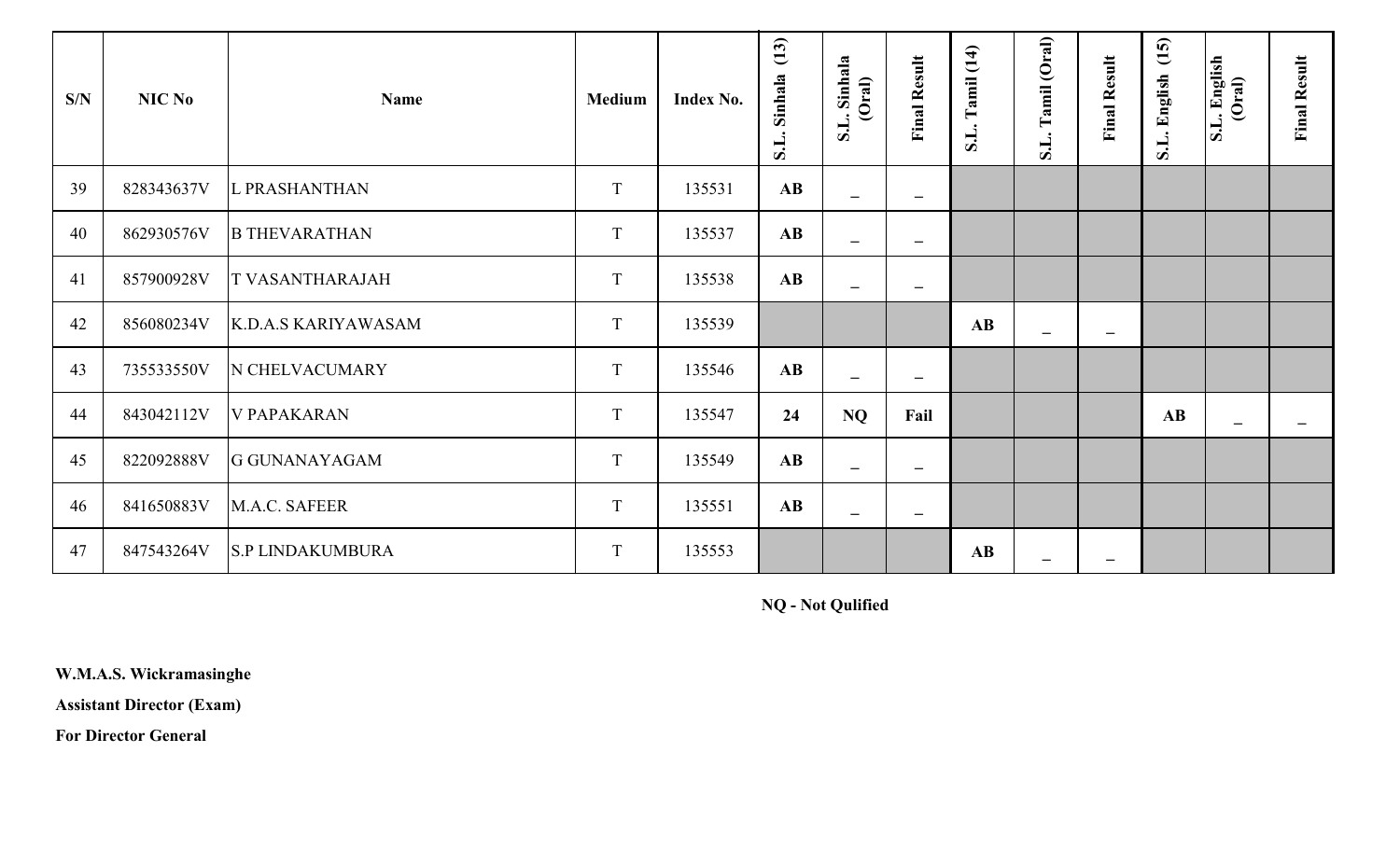| S/N | NIC No | Name | Medium | Index No. | S.L. Sinhala (13) | S.L. Sinhala (Oral) | Final Result | S.L. Tamil (14) | S.L. Tamil (Oral) | Final Result | S.L. English (15) | S.L. English (Oral) | Final Result |
|---|---|---|---|---|---|---|---|---|---|---|---|---|---|
| 39 | 828343637V | L PRASHANTHAN | T | 135531 | **AB** | _ | _ | | | | | | |
| 40 | 862930576V | B THEVARATHAN | T | 135537 | **AB** | _ | _ | | | | | | |
| 41 | 857900928V | T VASANTHARAJAH | T | 135538 | **AB** | _ | _ | | | | | | |
| 42 | 856080234V | K.D.A.S KARIYAWASAM | T | 135539 | | | | **AB** | _ | _ | | | |
| 43 | 735533550V | N CHELVACUMARY | T | 135546 | **AB** | _ | _ | | | | | | |
| 44 | 843042112V | V PAPAKARAN | T | 135547 | **24** | **NQ** | **Fail** | | | | **AB** | _ | _ |
| 45 | 822092888V | G GUNANAYAGAM | T | 135549 | **AB** | _ | _ | | | | | | |
| 46 | 841650883V | M.A.C. SAFEER | T | 135551 | **AB** | _ | _ | | | | | | |
| 47 | 847543264V | S.P LINDAKUMBURA | T | 135553 | | | | **AB** | _ | _ | | | |

**NQ - Not Qulified**

**W.M.A.S. Wickramasinghe**

**Assistant Director (Exam)**

**For Director General**